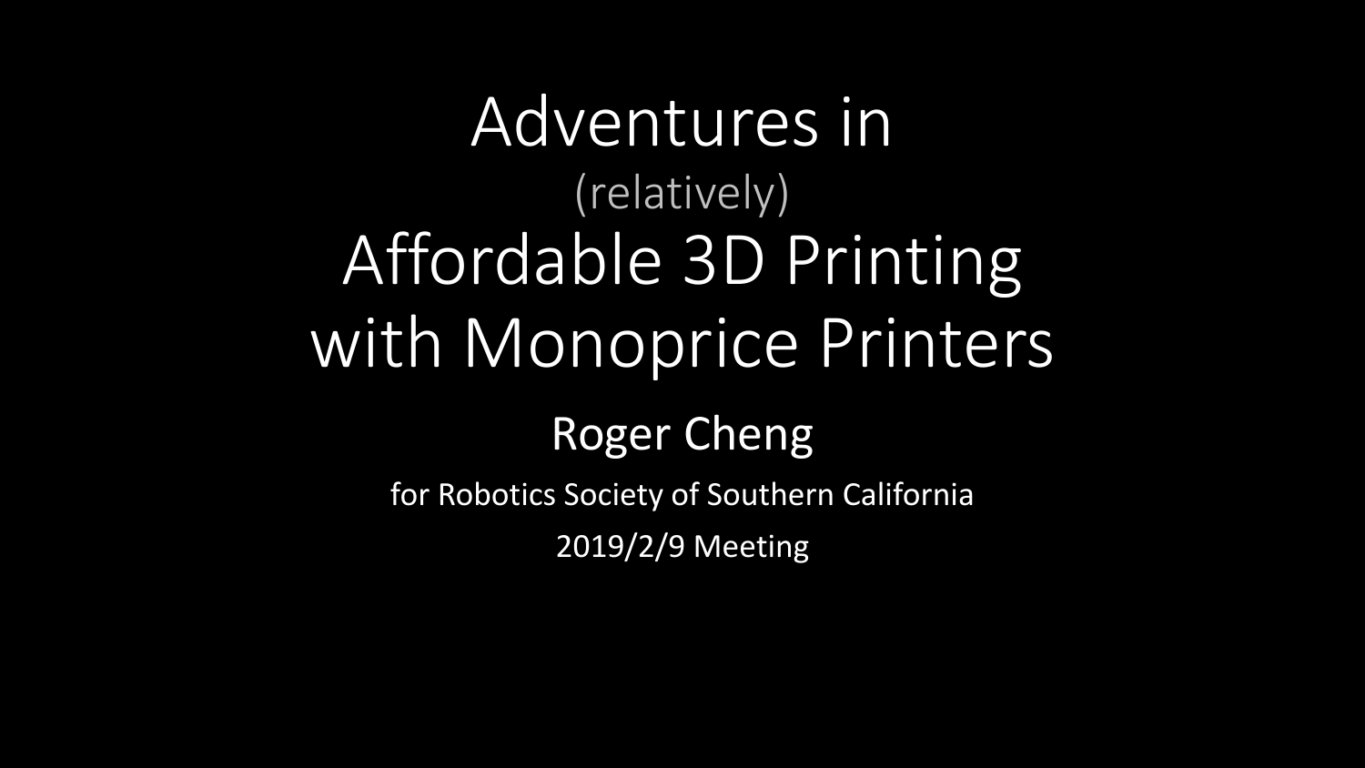# Adventures in (relatively) Affordable 3D Printing with Monoprice Printers

Roger Cheng

for Robotics Society of Southern California

2019/2/9 Meeting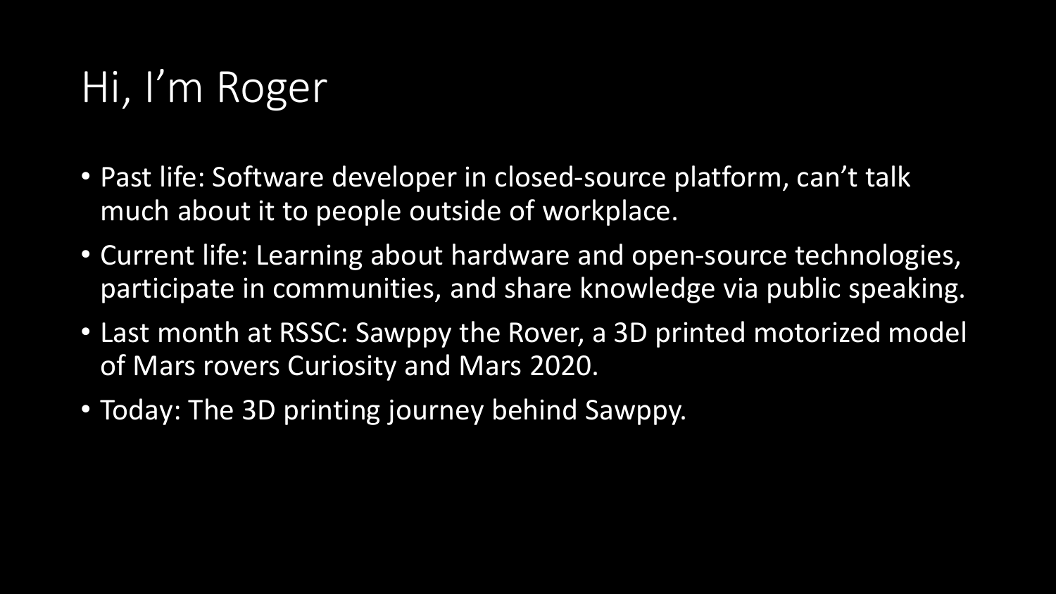# Hi, I'm Roger

- Past life: Software developer in closed-source platform, can't talk much about it to people outside of workplace.
- Current life: Learning about hardware and open-source technologies, participate in communities, and share knowledge via public speaking.
- Last month at RSSC: Sawppy the Rover, a 3D printed motorized model of Mars rovers Curiosity and Mars 2020.
- Today: The 3D printing journey behind Sawppy.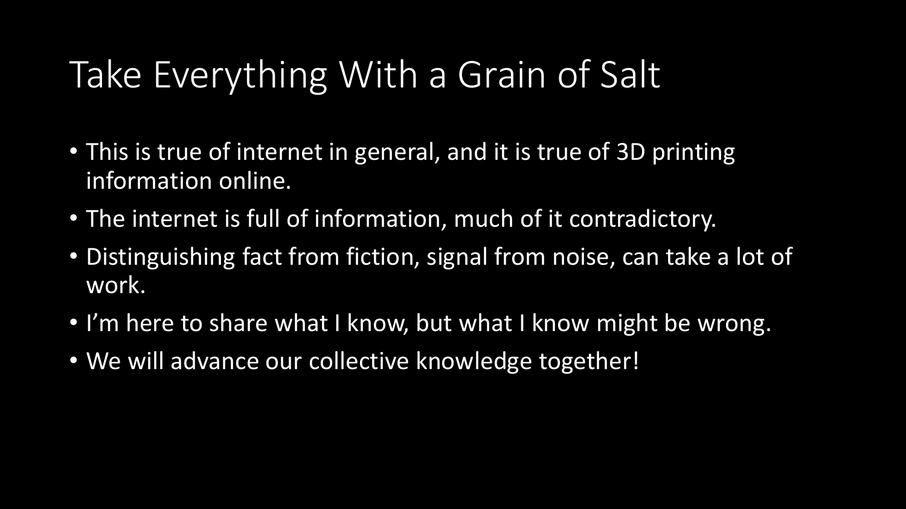# Take Everything With a Grain of Salt

- This is true of internet in general, and it is true of 3D printing information online.
- The internet is full of information, much of it contradictory.
- Distinguishing fact from fiction, signal from noise, can take a lot of work.
- I'm here to share what I know, but what I know might be wrong.
- We will advance our collective knowledge together!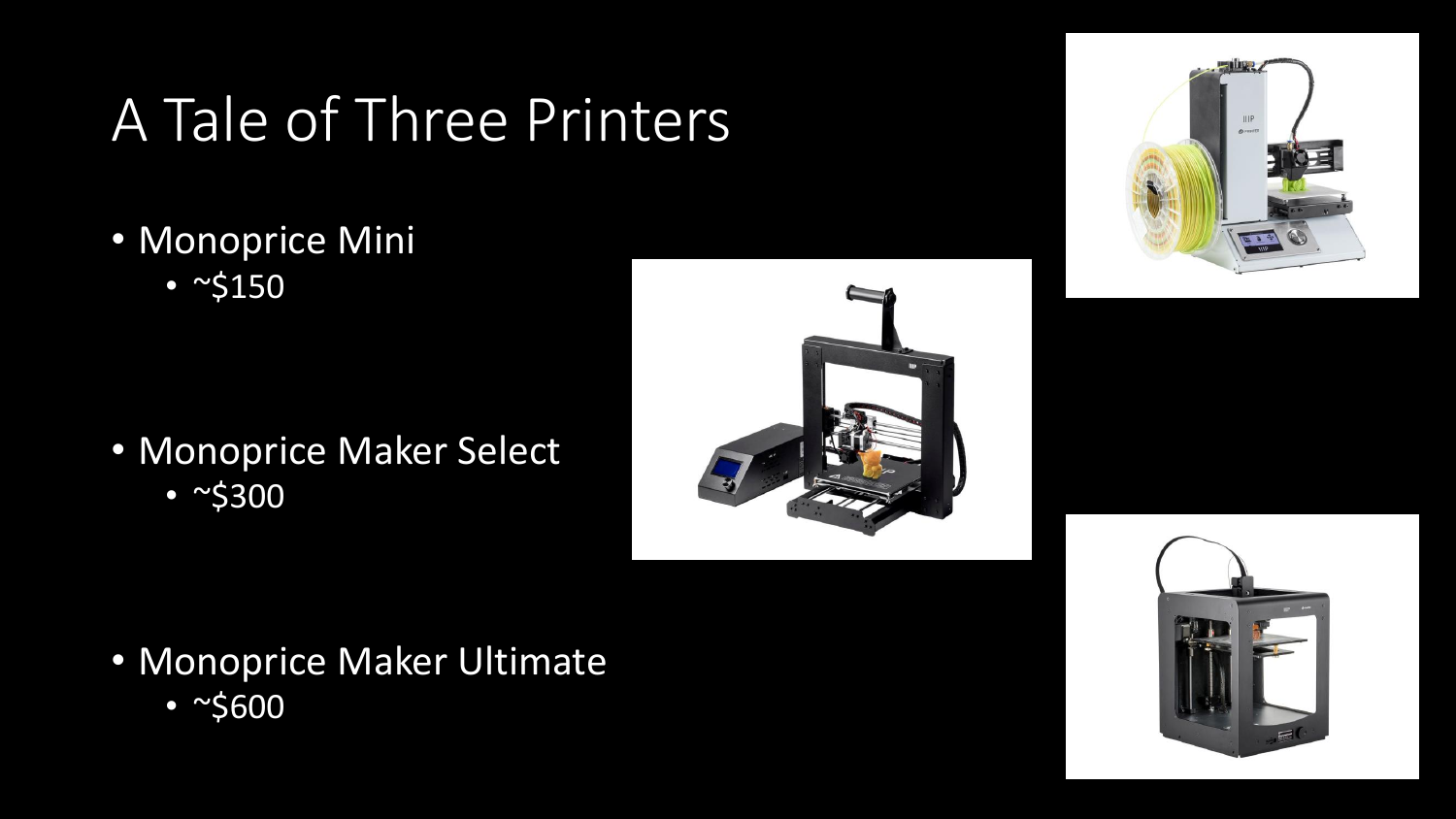# A Tale of Three Printers

- Monoprice Mini
  - ~$150
- Monoprice Maker Select
  - ~$300
- Monoprice Maker Ultimate
  - ~$600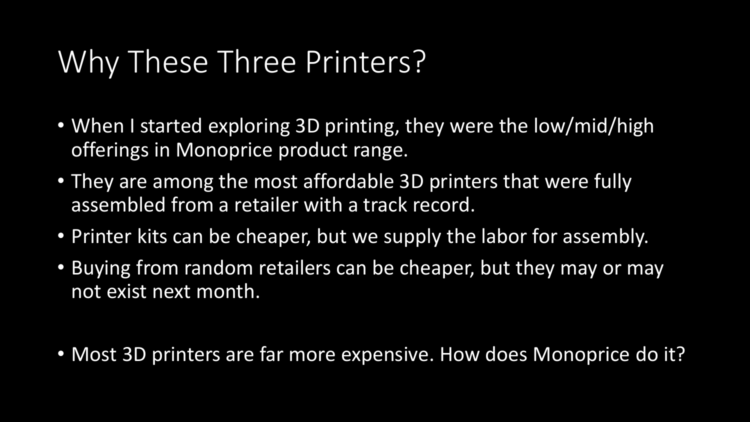# Why These Three Printers?

- When I started exploring 3D printing, they were the low/mid/high offerings in Monoprice product range.
- They are among the most affordable 3D printers that were fully assembled from a retailer with a track record.
- Printer kits can be cheaper, but we supply the labor for assembly.
- Buying from random retailers can be cheaper, but they may or may not exist next month.

- Most 3D printers are far more expensive. How does Monoprice do it?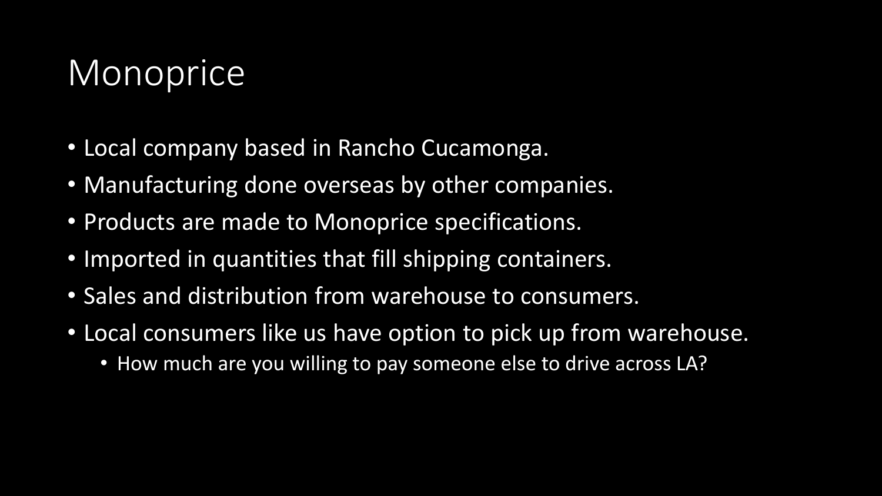# Monoprice

- Local company based in Rancho Cucamonga.
- Manufacturing done overseas by other companies.
- Products are made to Monoprice specifications.
- Imported in quantities that fill shipping containers.
- Sales and distribution from warehouse to consumers.
- Local consumers like us have option to pick up from warehouse.
  - How much are you willing to pay someone else to drive across LA?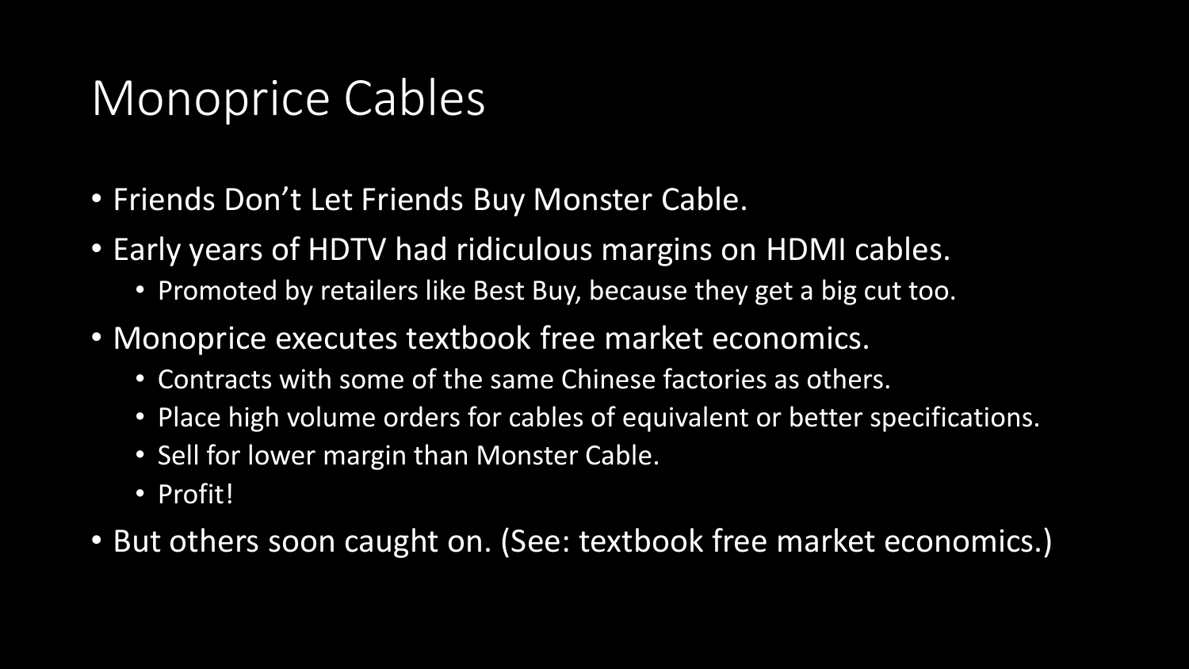# Monoprice Cables

- Friends Don't Let Friends Buy Monster Cable.
- Early years of HDTV had ridiculous margins on HDMI cables.
  - Promoted by retailers like Best Buy, because they get a big cut too.
- Monoprice executes textbook free market economics.
  - Contracts with some of the same Chinese factories as others.
  - Place high volume orders for cables of equivalent or better specifications.
  - Sell for lower margin than Monster Cable.
  - Profit!
- But others soon caught on. (See: textbook free market economics.)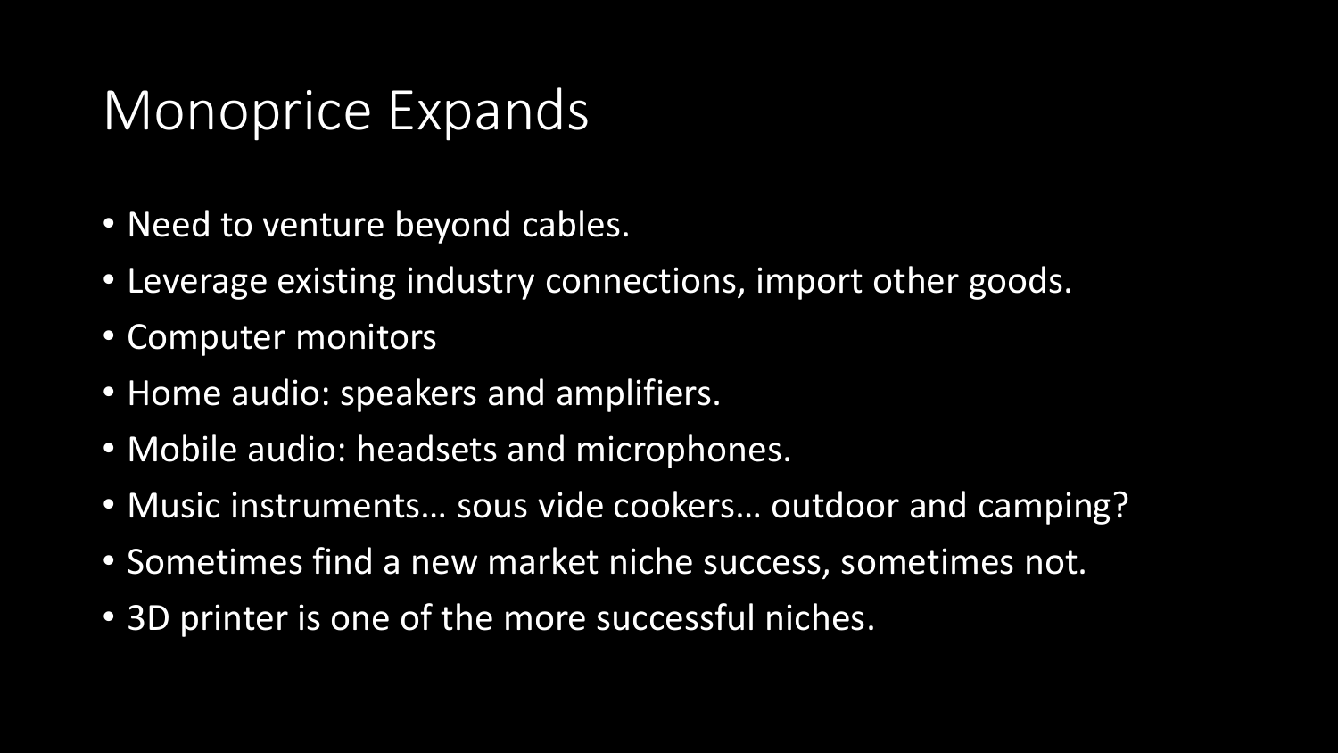# Monoprice Expands

- Need to venture beyond cables.
- Leverage existing industry connections, import other goods.
- Computer monitors
- Home audio: speakers and amplifiers.
- Mobile audio: headsets and microphones.
- Music instruments… sous vide cookers… outdoor and camping?
- Sometimes find a new market niche success, sometimes not.
- 3D printer is one of the more successful niches.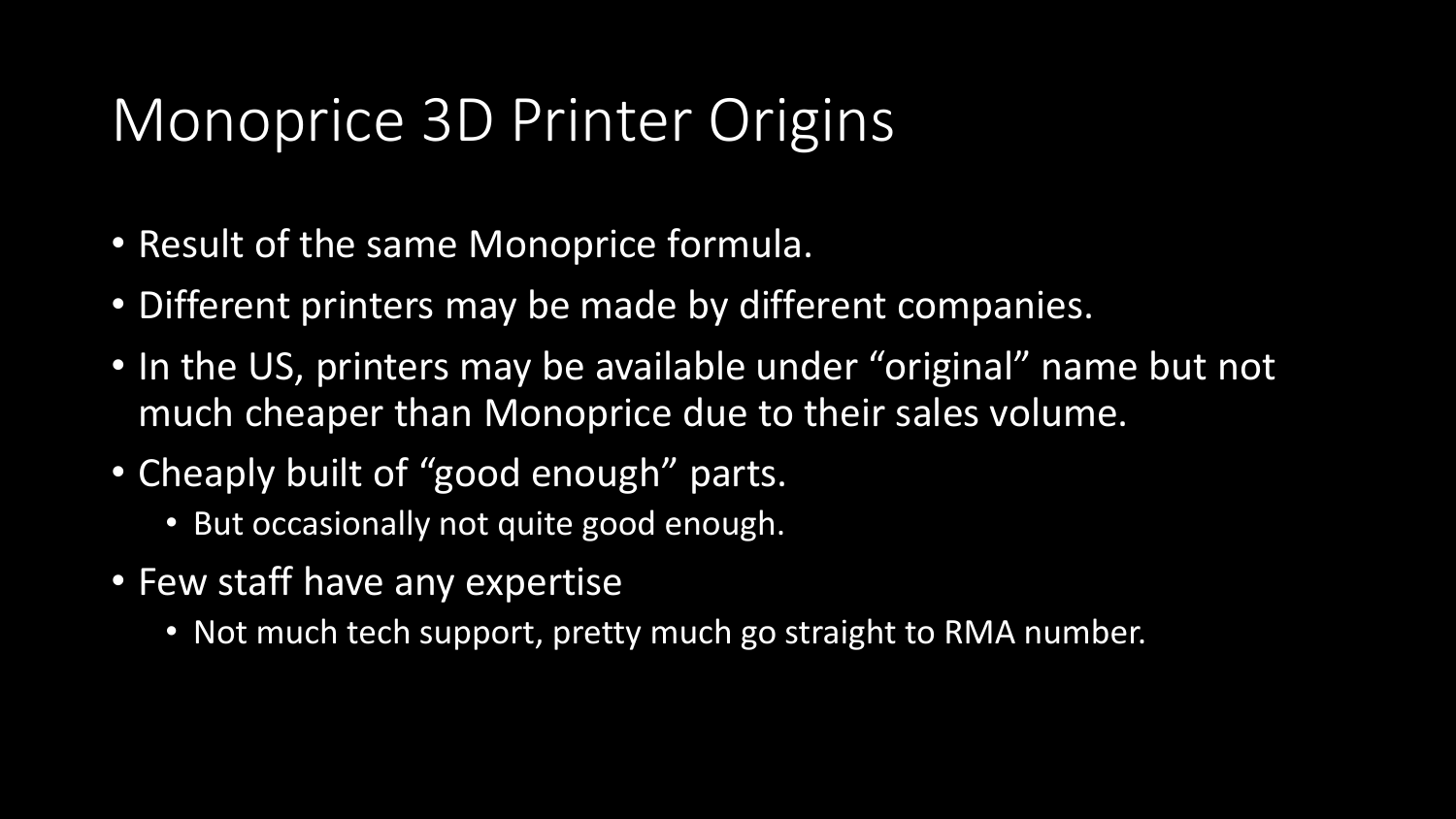# Monoprice 3D Printer Origins

- Result of the same Monoprice formula.
- Different printers may be made by different companies.
- In the US, printers may be available under "original" name but not much cheaper than Monoprice due to their sales volume.
- Cheaply built of "good enough" parts.
  - But occasionally not quite good enough.
- Few staff have any expertise
  - Not much tech support, pretty much go straight to RMA number.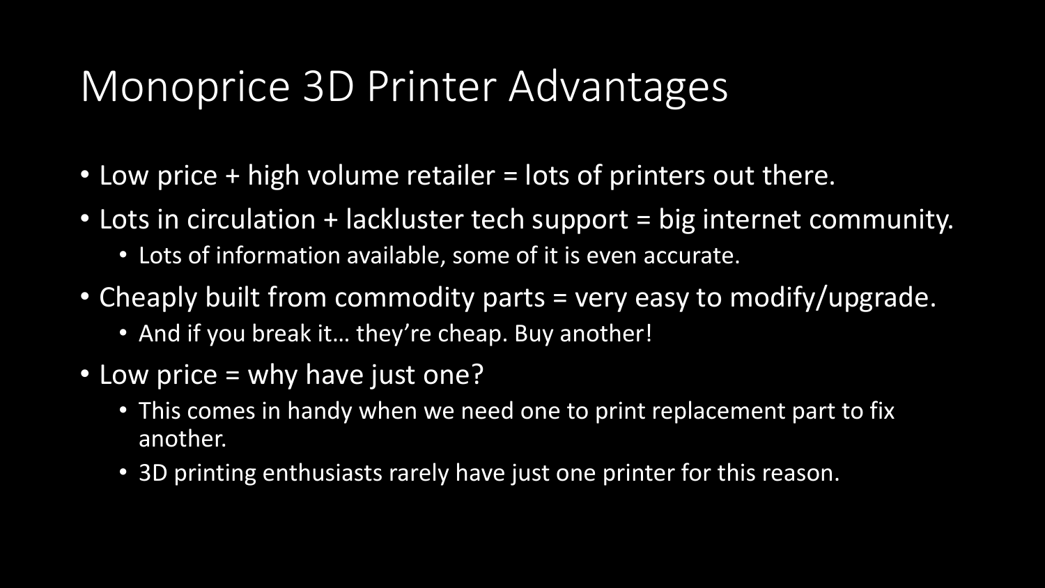# Monoprice 3D Printer Advantages

- Low price + high volume retailer = lots of printers out there.
- Lots in circulation + lackluster tech support = big internet community.
  - Lots of information available, some of it is even accurate.
- Cheaply built from commodity parts = very easy to modify/upgrade.
  - And if you break it… they're cheap. Buy another!
- Low price = why have just one?
  - This comes in handy when we need one to print replacement part to fix another.
  - 3D printing enthusiasts rarely have just one printer for this reason.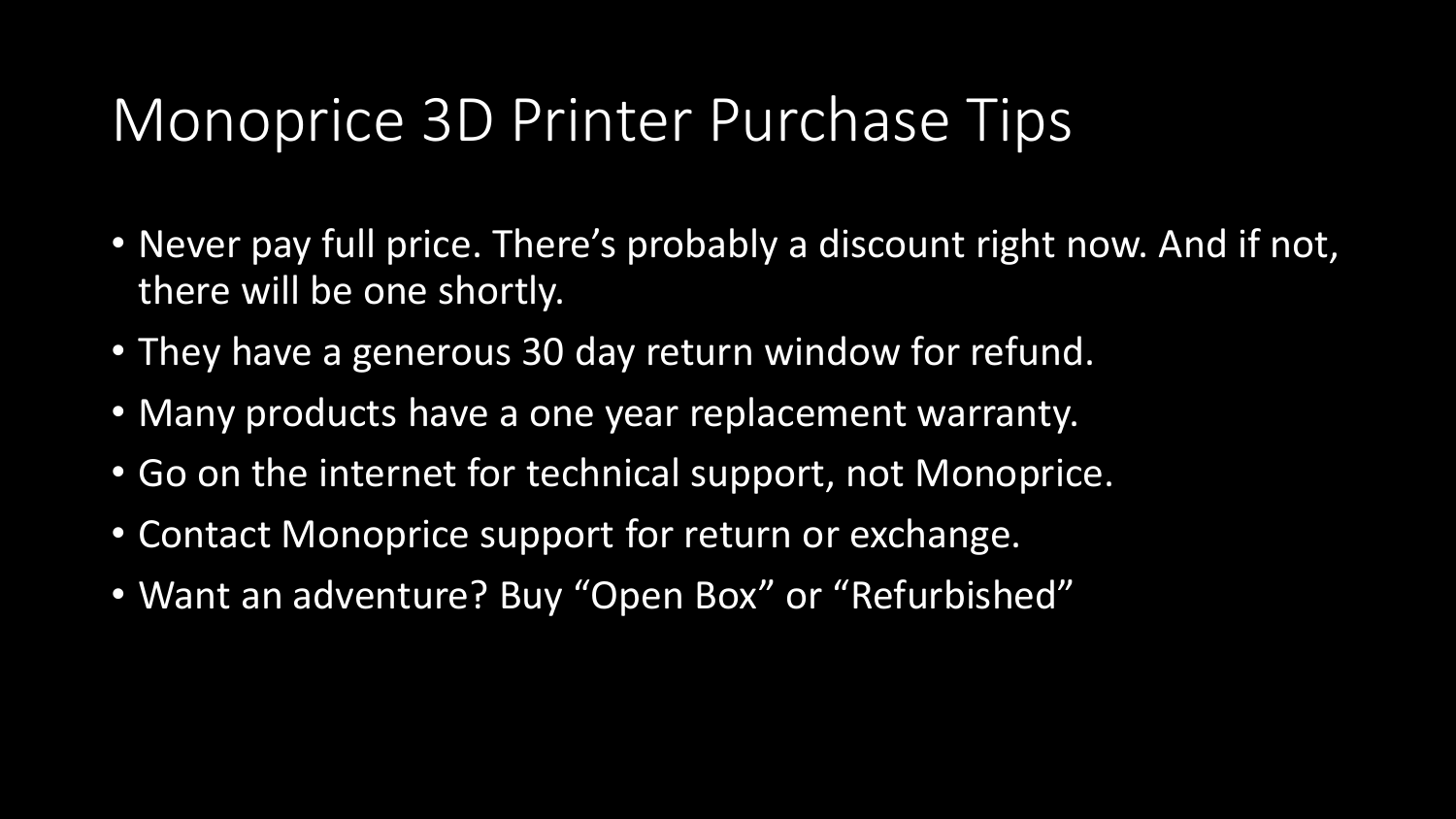# Monoprice 3D Printer Purchase Tips

- Never pay full price. There's probably a discount right now. And if not, there will be one shortly.
- They have a generous 30 day return window for refund.
- Many products have a one year replacement warranty.
- Go on the internet for technical support, not Monoprice.
- Contact Monoprice support for return or exchange.
- Want an adventure? Buy "Open Box" or "Refurbished"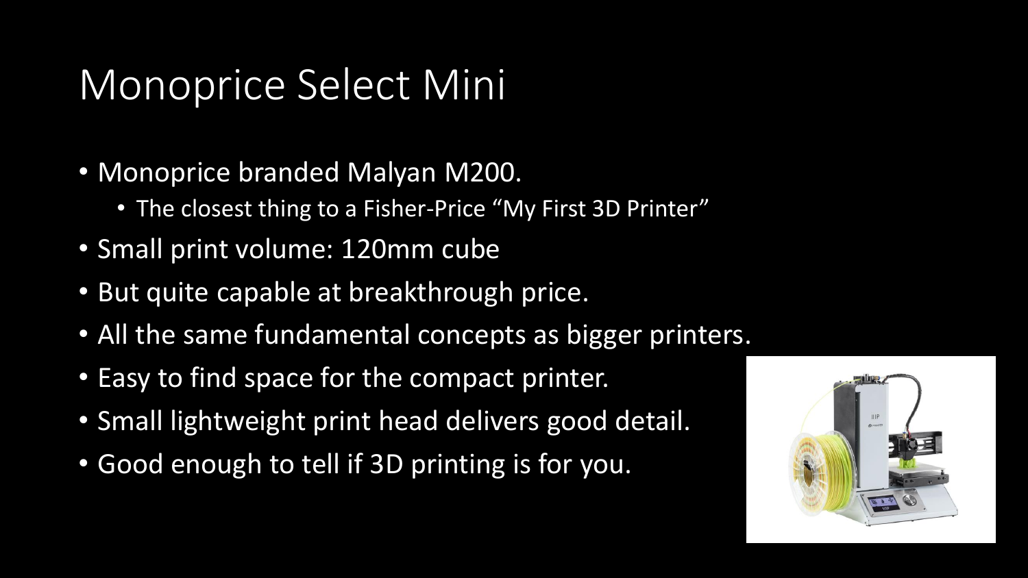# Monoprice Select Mini

- Monoprice branded Malyan M200.
  - The closest thing to a Fisher-Price “My First 3D Printer”
- Small print volume: 120mm cube
- But quite capable at breakthrough price.
- All the same fundamental concepts as bigger printers.
- Easy to find space for the compact printer.
- Small lightweight print head delivers good detail.
- Good enough to tell if 3D printing is for you.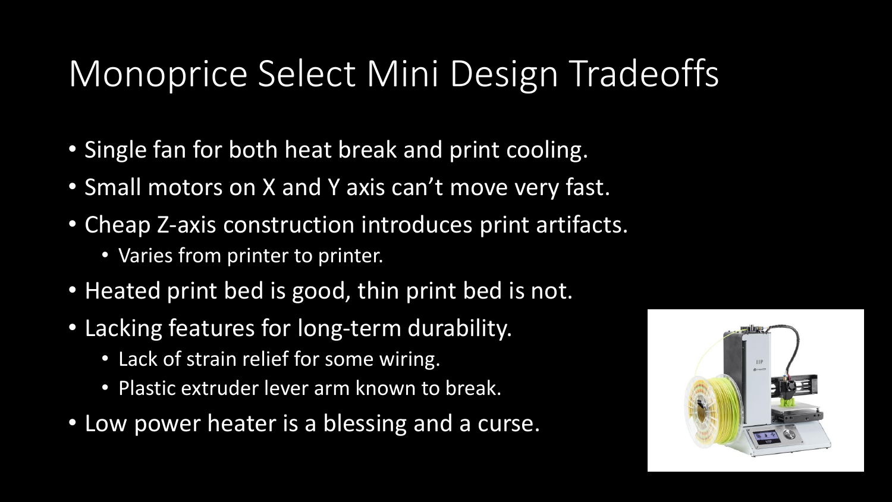# Monoprice Select Mini Design Tradeoffs

- Single fan for both heat break and print cooling.
- Small motors on X and Y axis can't move very fast.
- Cheap Z-axis construction introduces print artifacts.
  - Varies from printer to printer.
- Heated print bed is good, thin print bed is not.
- Lacking features for long-term durability.
  - Lack of strain relief for some wiring.
  - Plastic extruder lever arm known to break.
- Low power heater is a blessing and a curse.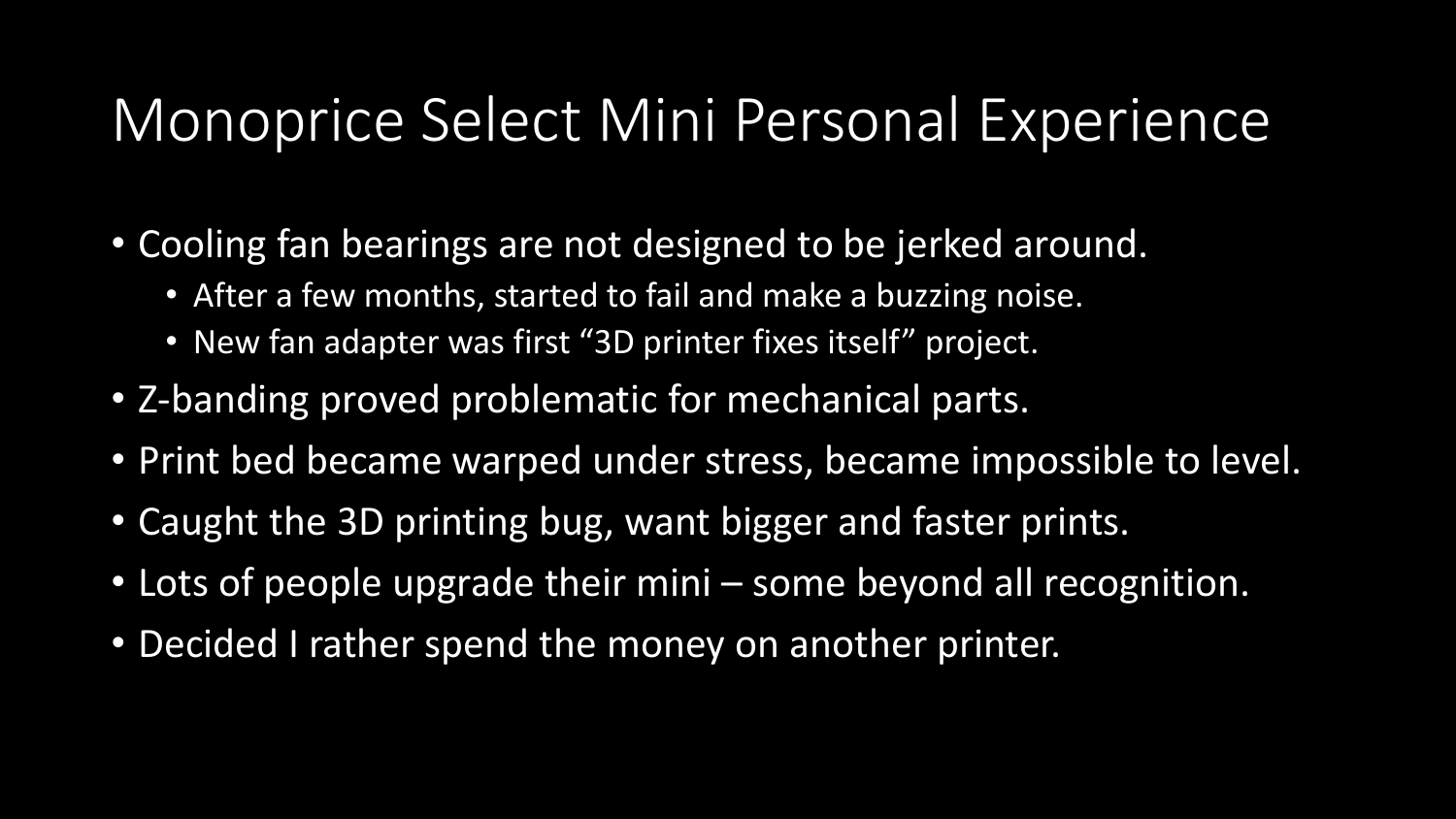# Monoprice Select Mini Personal Experience

- Cooling fan bearings are not designed to be jerked around.
  - After a few months, started to fail and make a buzzing noise.
  - New fan adapter was first "3D printer fixes itself" project.
- Z-banding proved problematic for mechanical parts.
- Print bed became warped under stress, became impossible to level.
- Caught the 3D printing bug, want bigger and faster prints.
- Lots of people upgrade their mini – some beyond all recognition.
- Decided I rather spend the money on another printer.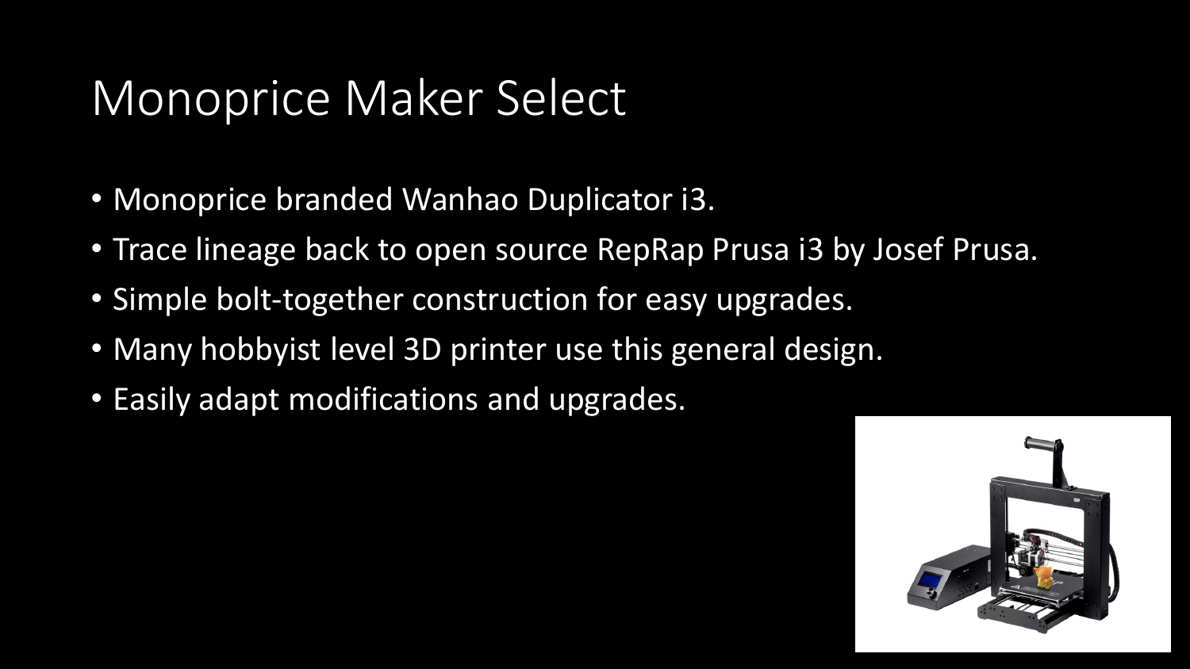# Monoprice Maker Select

- Monoprice branded Wanhao Duplicator i3.
- Trace lineage back to open source RepRap Prusa i3 by Josef Prusa.
- Simple bolt-together construction for easy upgrades.
- Many hobbyist level 3D printer use this general design.
- Easily adapt modifications and upgrades.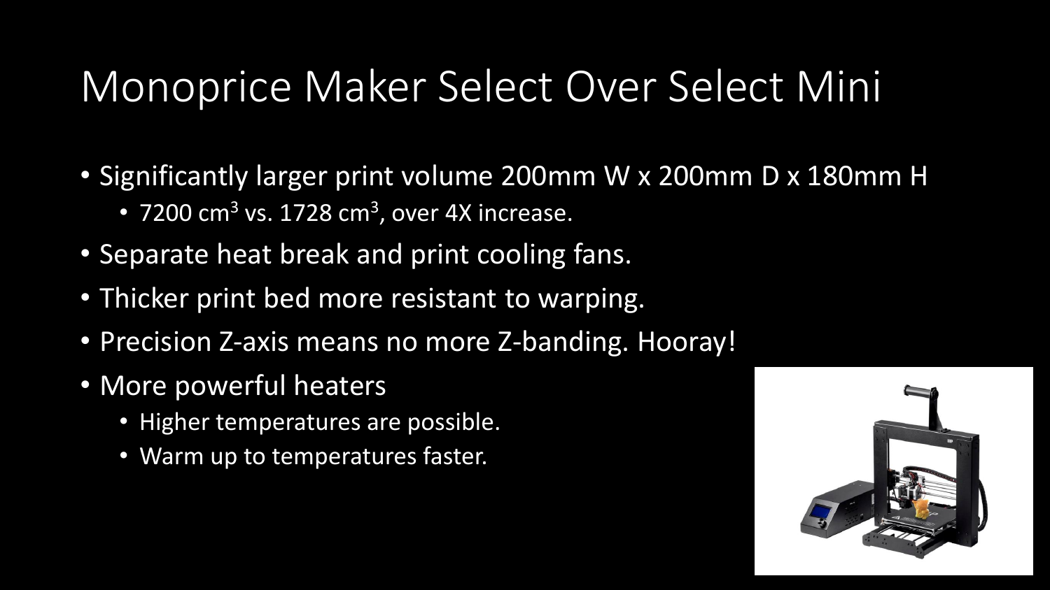# Monoprice Maker Select Over Select Mini

- Significantly larger print volume 200mm W x 200mm D x 180mm H
  - 7200 $cm^3$ vs. 1728 $cm^3$, over 4X increase.
- Separate heat break and print cooling fans.
- Thicker print bed more resistant to warping.
- Precision Z-axis means no more Z-banding. Hooray!
- More powerful heaters
  - Higher temperatures are possible.
  - Warm up to temperatures faster.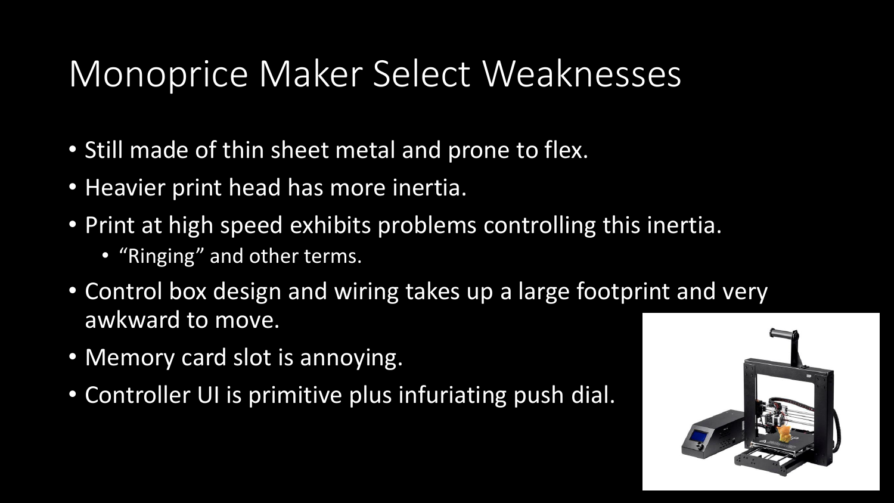# Monoprice Maker Select Weaknesses

- Still made of thin sheet metal and prone to flex.
- Heavier print head has more inertia.
- Print at high speed exhibits problems controlling this inertia.
  - "Ringing" and other terms.
- Control box design and wiring takes up a large footprint and very awkward to move.
- Memory card slot is annoying.
- Controller UI is primitive plus infuriating push dial.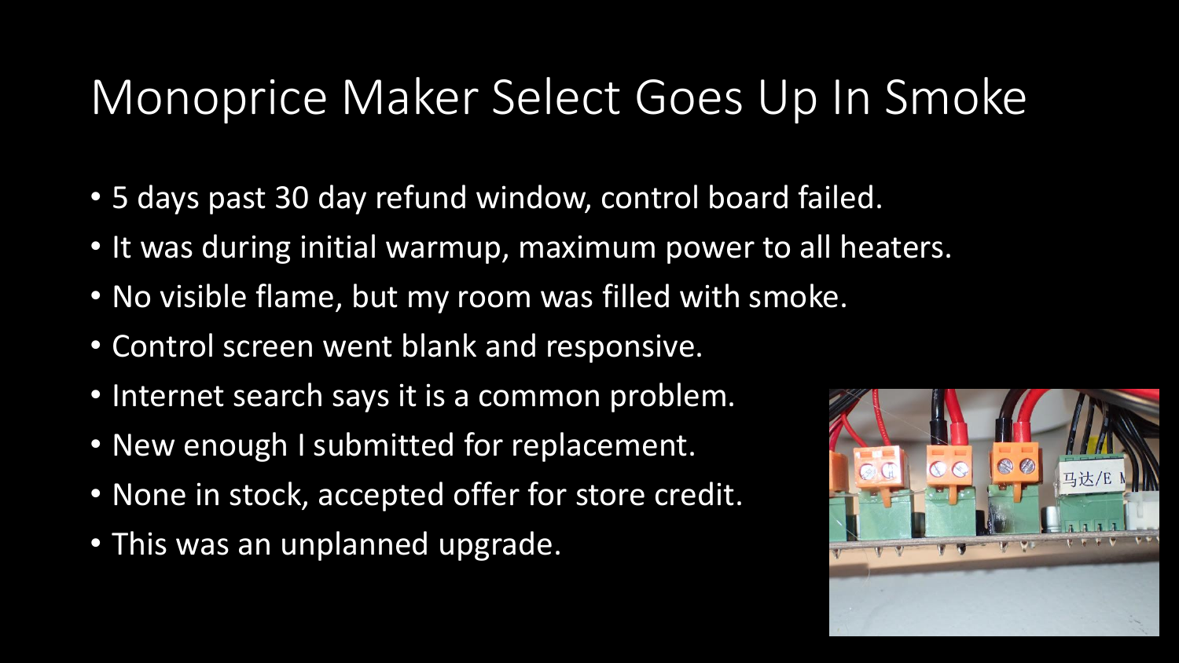# Monoprice Maker Select Goes Up In Smoke

- 5 days past 30 day refund window, control board failed.
- It was during initial warmup, maximum power to all heaters.
- No visible flame, but my room was filled with smoke.
- Control screen went blank and responsive.
- Internet search says it is a common problem.
- New enough I submitted for replacement.
- None in stock, accepted offer for store credit.
- This was an unplanned upgrade.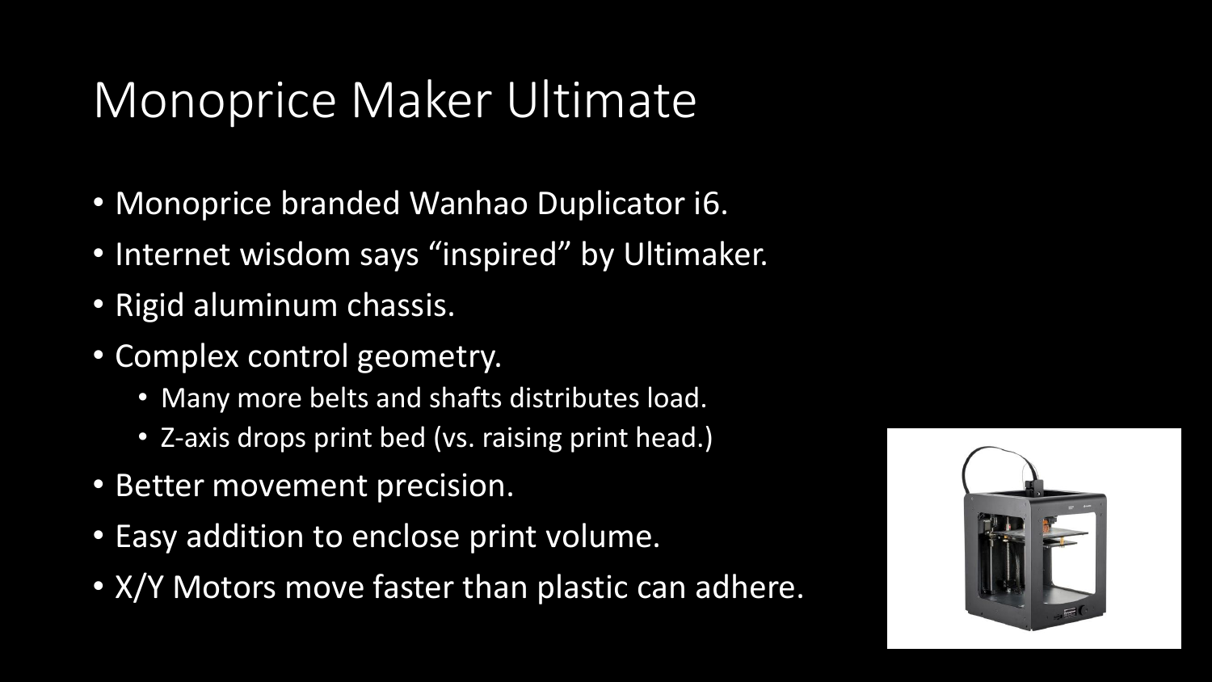# Monoprice Maker Ultimate

- Monoprice branded Wanhao Duplicator i6.
- Internet wisdom says "inspired" by Ultimaker.
- Rigid aluminum chassis.
- Complex control geometry.
  - Many more belts and shafts distributes load.
  - Z-axis drops print bed (vs. raising print head.)
- Better movement precision.
- Easy addition to enclose print volume.
- X/Y Motors move faster than plastic can adhere.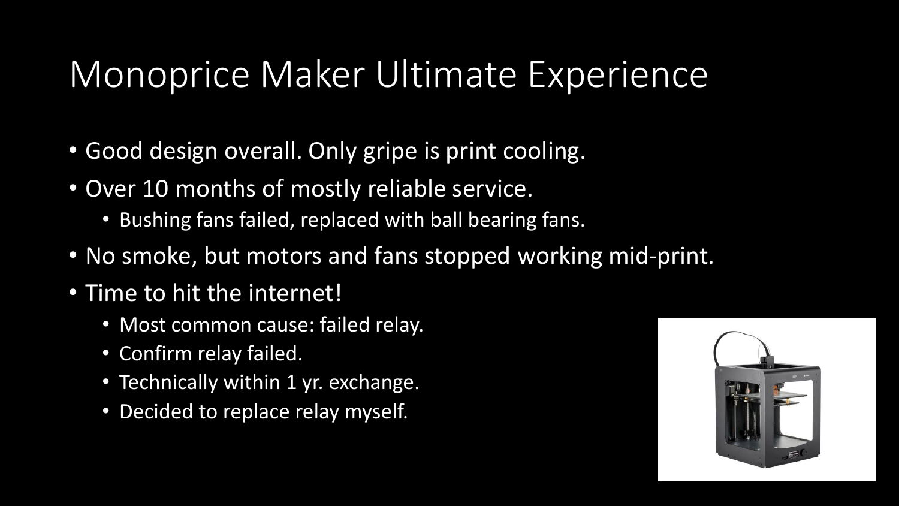# Monoprice Maker Ultimate Experience

- Good design overall. Only gripe is print cooling.
- Over 10 months of mostly reliable service.
  - Bushing fans failed, replaced with ball bearing fans.
- No smoke, but motors and fans stopped working mid-print.
- Time to hit the internet!
  - Most common cause: failed relay.
  - Confirm relay failed.
  - Technically within 1 yr. exchange.
  - Decided to replace relay myself.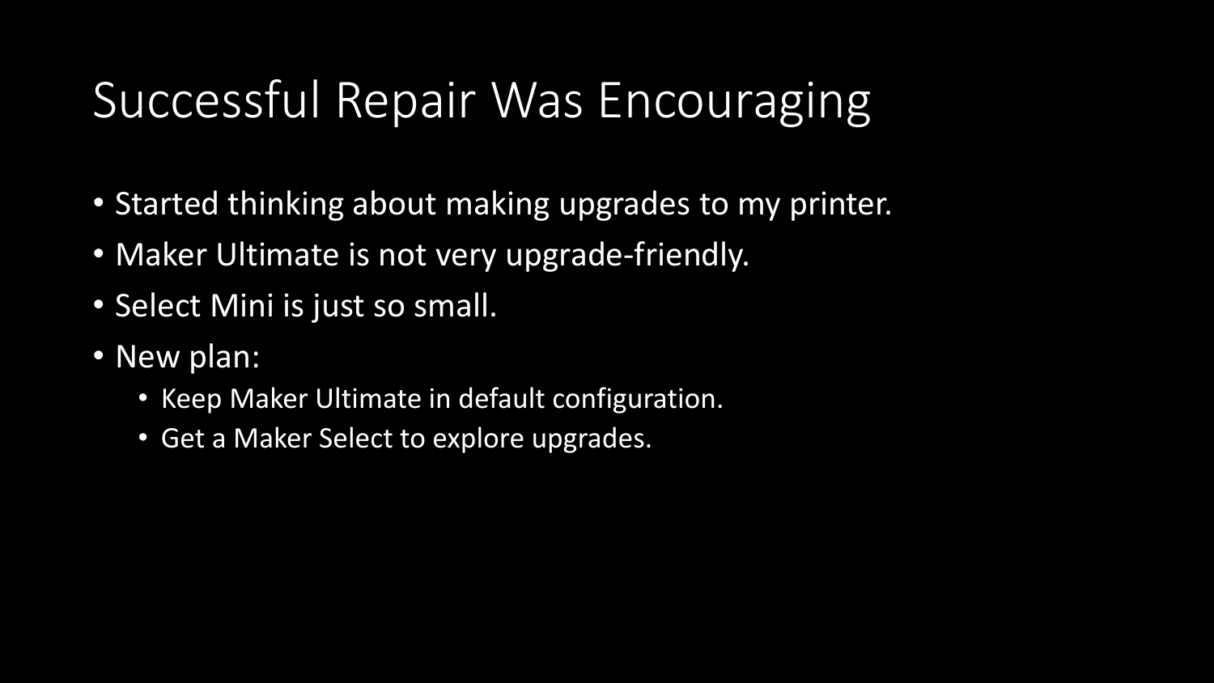# Successful Repair Was Encouraging

- Started thinking about making upgrades to my printer.
- Maker Ultimate is not very upgrade-friendly.
- Select Mini is just so small.
- New plan:
  - Keep Maker Ultimate in default configuration.
  - Get a Maker Select to explore upgrades.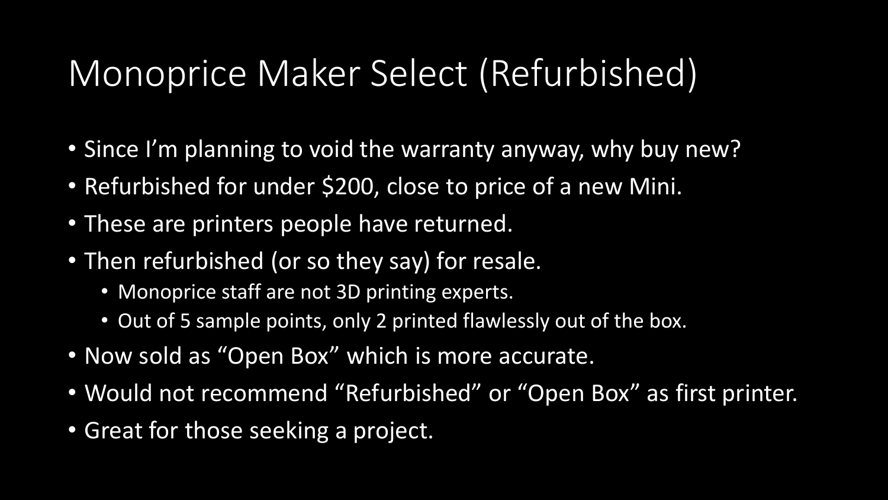# Monoprice Maker Select (Refurbished)

- Since I'm planning to void the warranty anyway, why buy new?
- Refurbished for under $200, close to price of a new Mini.
- These are printers people have returned.
- Then refurbished (or so they say) for resale.
  - Monoprice staff are not 3D printing experts.
  - Out of 5 sample points, only 2 printed flawlessly out of the box.
- Now sold as "Open Box" which is more accurate.
- Would not recommend "Refurbished" or "Open Box" as first printer.
- Great for those seeking a project.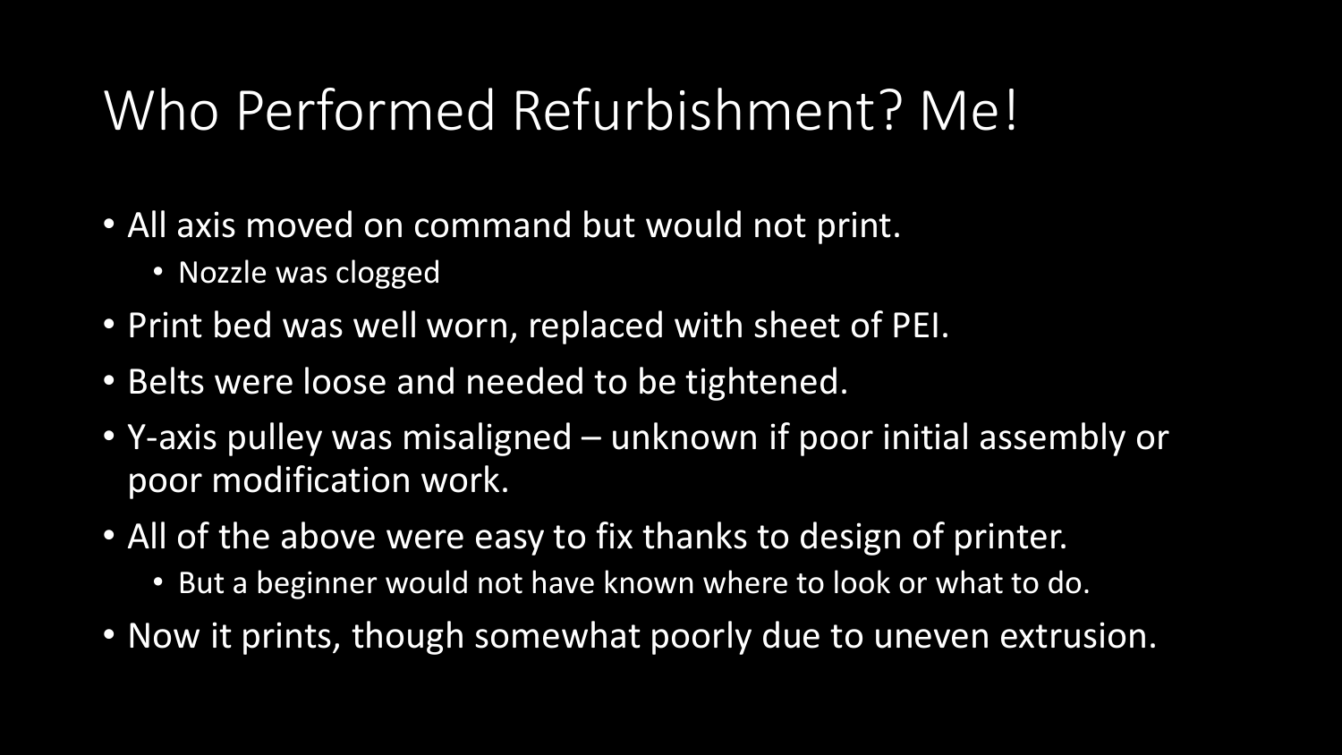# Who Performed Refurbishment? Me!

- All axis moved on command but would not print.
  - Nozzle was clogged
- Print bed was well worn, replaced with sheet of PEI.
- Belts were loose and needed to be tightened.
- Y-axis pulley was misaligned – unknown if poor initial assembly or poor modification work.
- All of the above were easy to fix thanks to design of printer.
  - But a beginner would not have known where to look or what to do.
- Now it prints, though somewhat poorly due to uneven extrusion.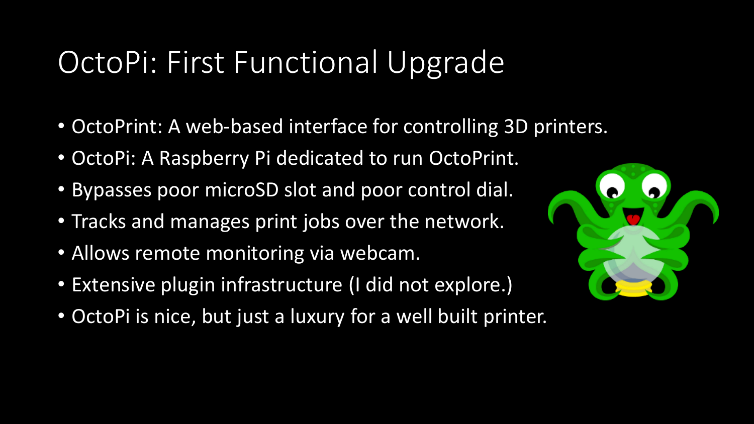# OctoPi: First Functional Upgrade

- OctoPrint: A web-based interface for controlling 3D printers.
- OctoPi: A Raspberry Pi dedicated to run OctoPrint.
- Bypasses poor microSD slot and poor control dial.
- Tracks and manages print jobs over the network.
- Allows remote monitoring via webcam.
- Extensive plugin infrastructure (I did not explore.)
- OctoPi is nice, but just a luxury for a well built printer.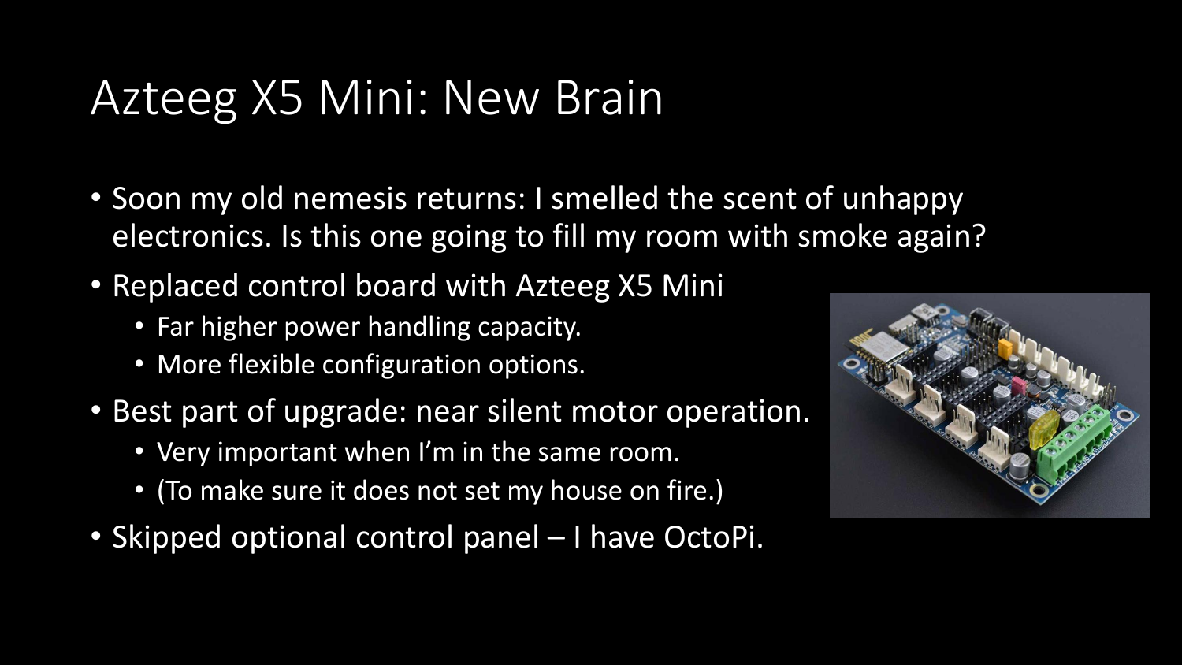# Azteeg X5 Mini: New Brain

- Soon my old nemesis returns: I smelled the scent of unhappy electronics. Is this one going to fill my room with smoke again?
- Replaced control board with Azteeg X5 Mini
  - Far higher power handling capacity.
  - More flexible configuration options.
- Best part of upgrade: near silent motor operation.
  - Very important when I'm in the same room.
  - (To make sure it does not set my house on fire.)
- Skipped optional control panel – I have OctoPi.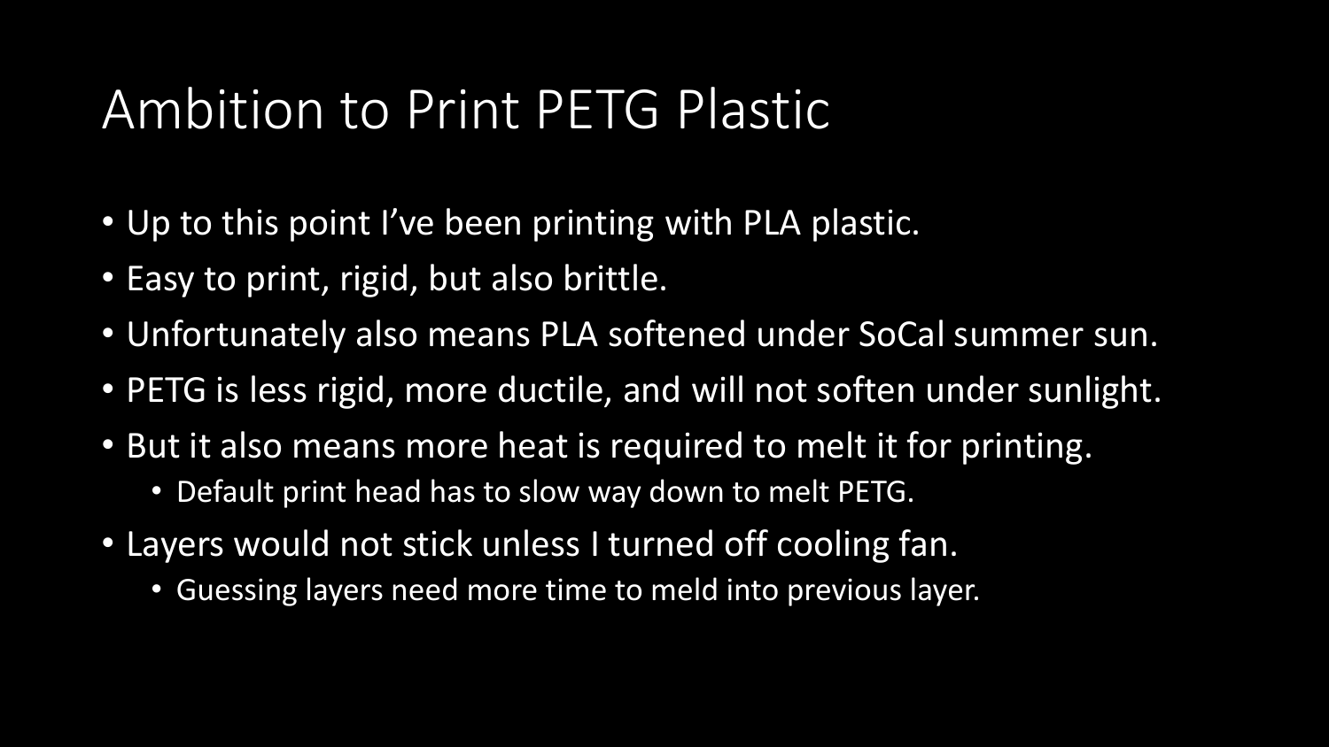# Ambition to Print PETG Plastic

- Up to this point I've been printing with PLA plastic.
- Easy to print, rigid, but also brittle.
- Unfortunately also means PLA softened under SoCal summer sun.
- PETG is less rigid, more ductile, and will not soften under sunlight.
- But it also means more heat is required to melt it for printing.
  - Default print head has to slow way down to melt PETG.
- Layers would not stick unless I turned off cooling fan.
  - Guessing layers need more time to meld into previous layer.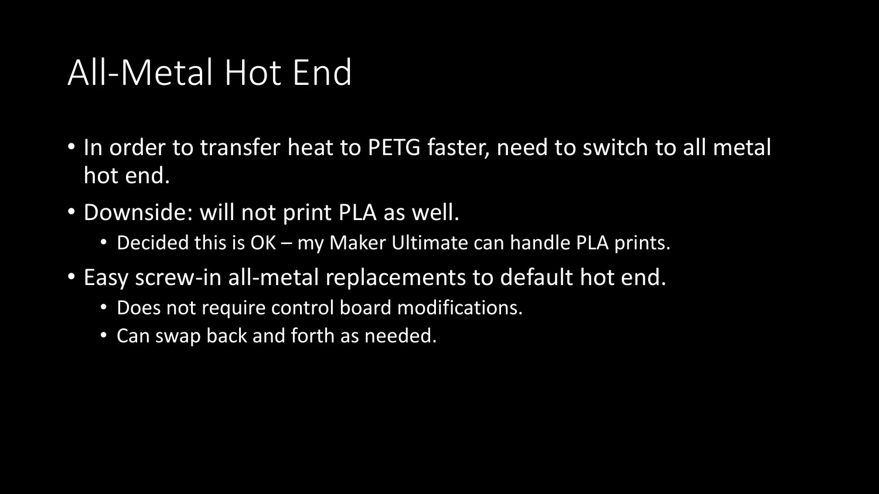# All-Metal Hot End

- In order to transfer heat to PETG faster, need to switch to all metal hot end.
- Downside: will not print PLA as well.
  - Decided this is OK – my Maker Ultimate can handle PLA prints.
- Easy screw-in all-metal replacements to default hot end.
  - Does not require control board modifications.
  - Can swap back and forth as needed.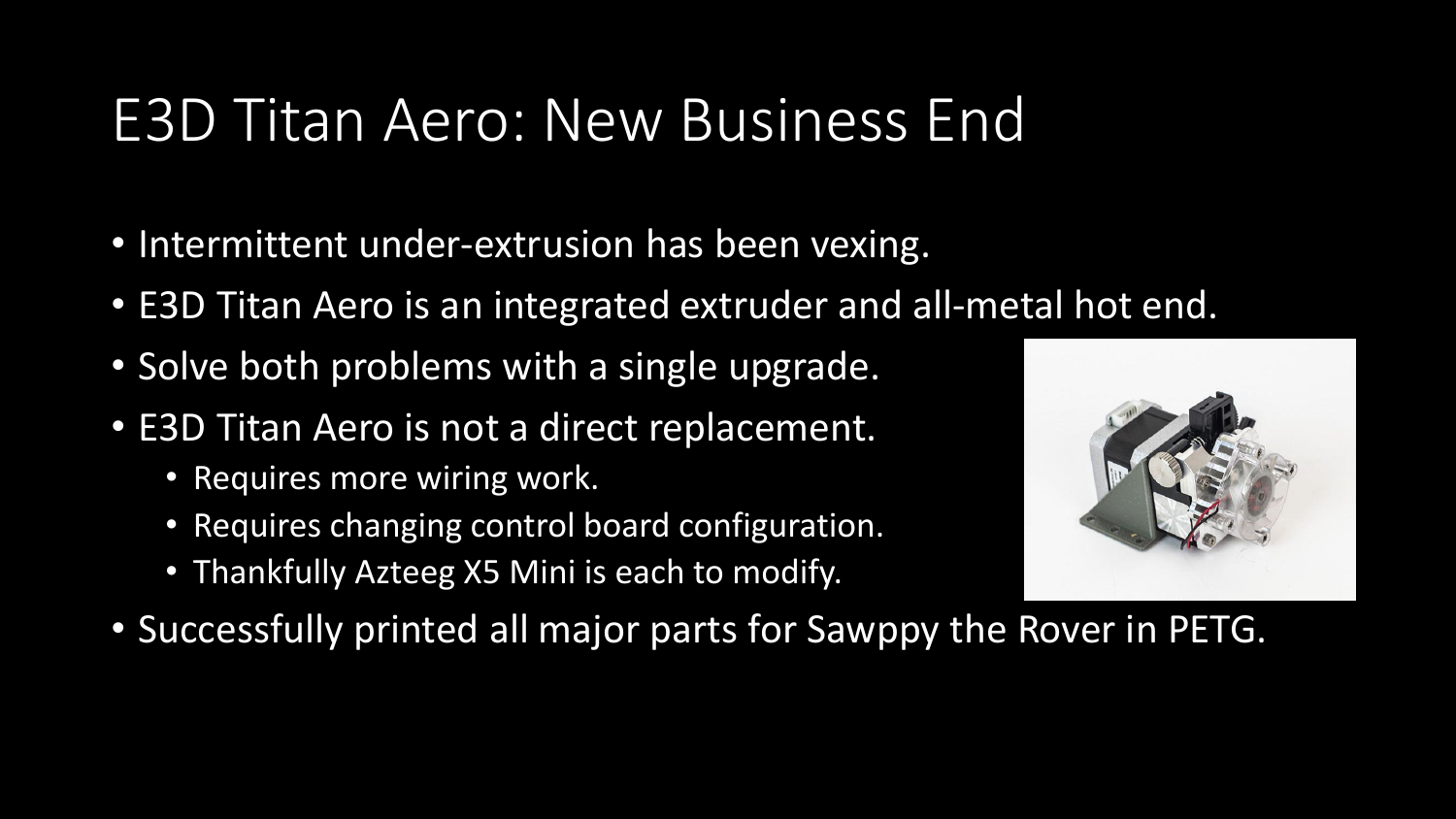# E3D Titan Aero: New Business End

- Intermittent under-extrusion has been vexing.
- E3D Titan Aero is an integrated extruder and all-metal hot end.
- Solve both problems with a single upgrade.
- E3D Titan Aero is not a direct replacement.
  - Requires more wiring work.
  - Requires changing control board configuration.
  - Thankfully Azteeg X5 Mini is each to modify.
- Successfully printed all major parts for Sawppy the Rover in PETG.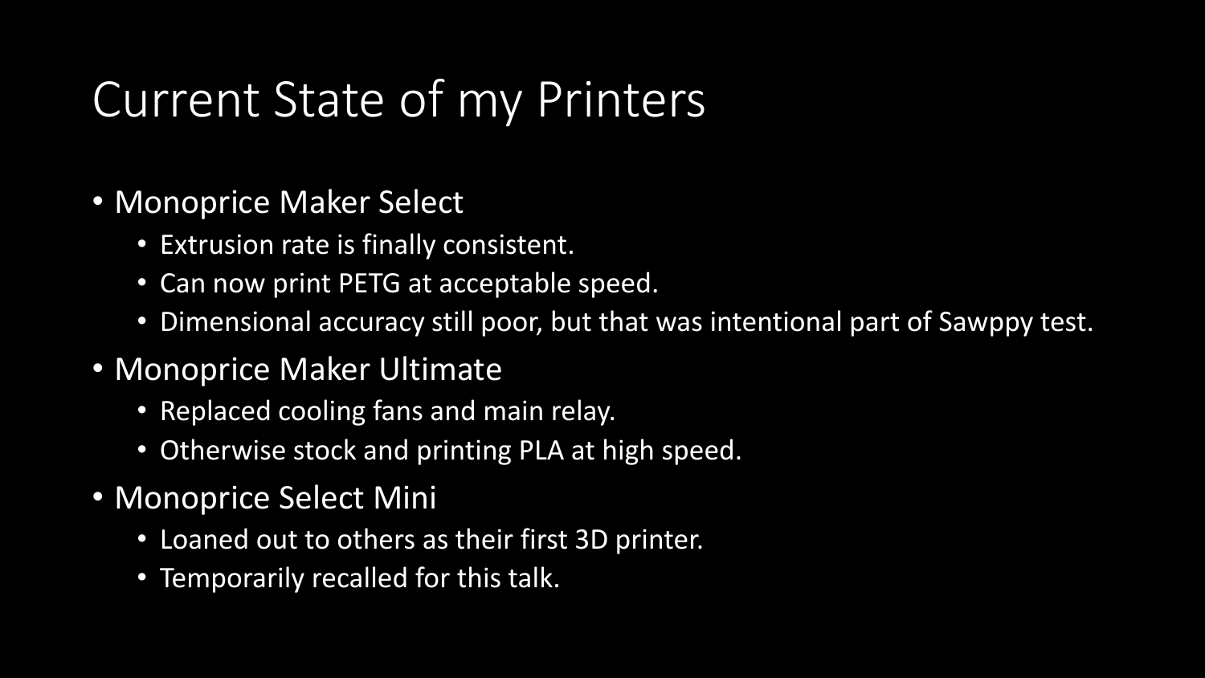# Current State of my Printers

- Monoprice Maker Select
  - Extrusion rate is finally consistent.
  - Can now print PETG at acceptable speed.
  - Dimensional accuracy still poor, but that was intentional part of Sawppy test.
- Monoprice Maker Ultimate
  - Replaced cooling fans and main relay.
  - Otherwise stock and printing PLA at high speed.
- Monoprice Select Mini
  - Loaned out to others as their first 3D printer.
  - Temporarily recalled for this talk.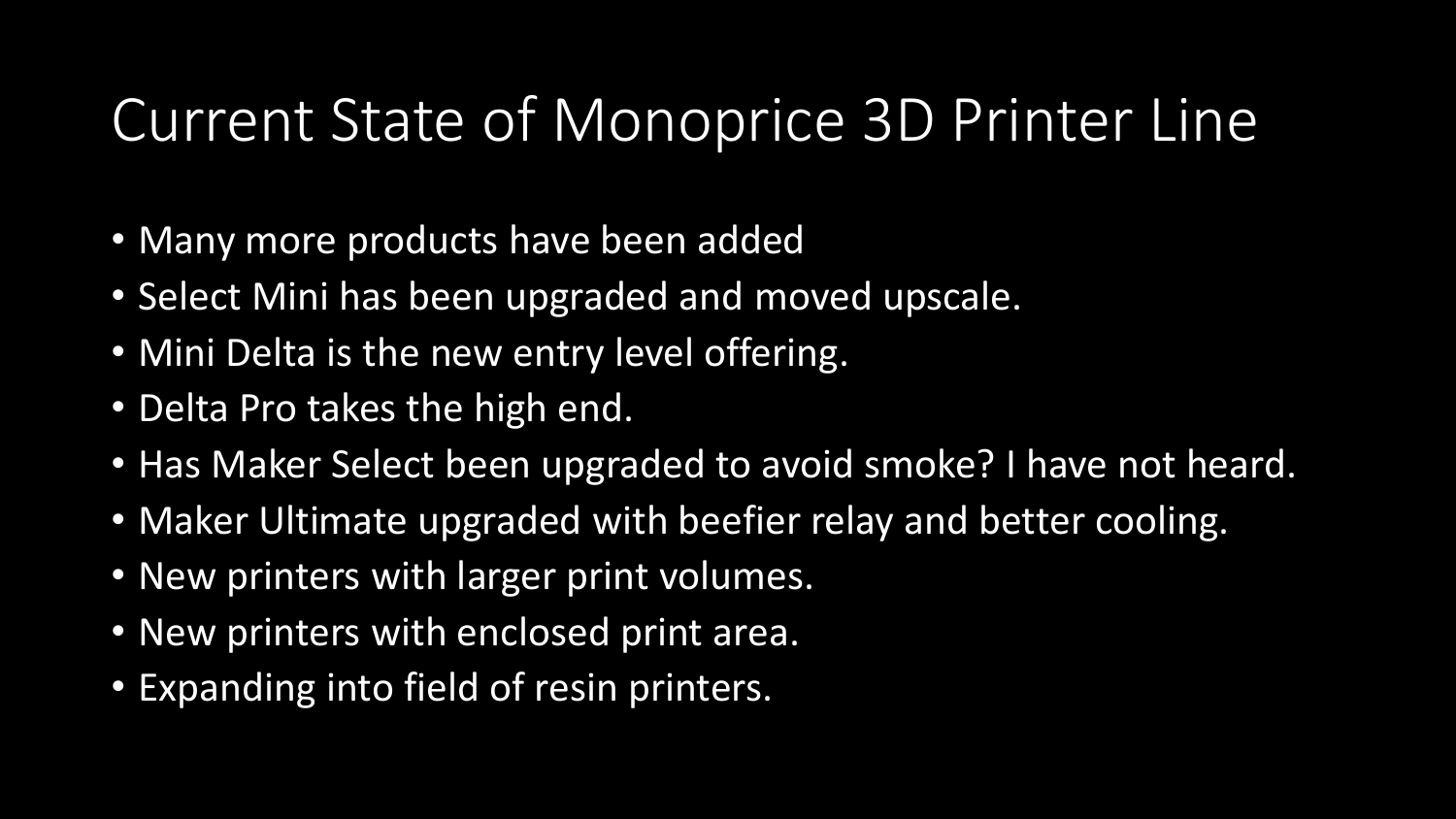# Current State of Monoprice 3D Printer Line

- Many more products have been added
- Select Mini has been upgraded and moved upscale.
- Mini Delta is the new entry level offering.
- Delta Pro takes the high end.
- Has Maker Select been upgraded to avoid smoke? I have not heard.
- Maker Ultimate upgraded with beefier relay and better cooling.
- New printers with larger print volumes.
- New printers with enclosed print area.
- Expanding into field of resin printers.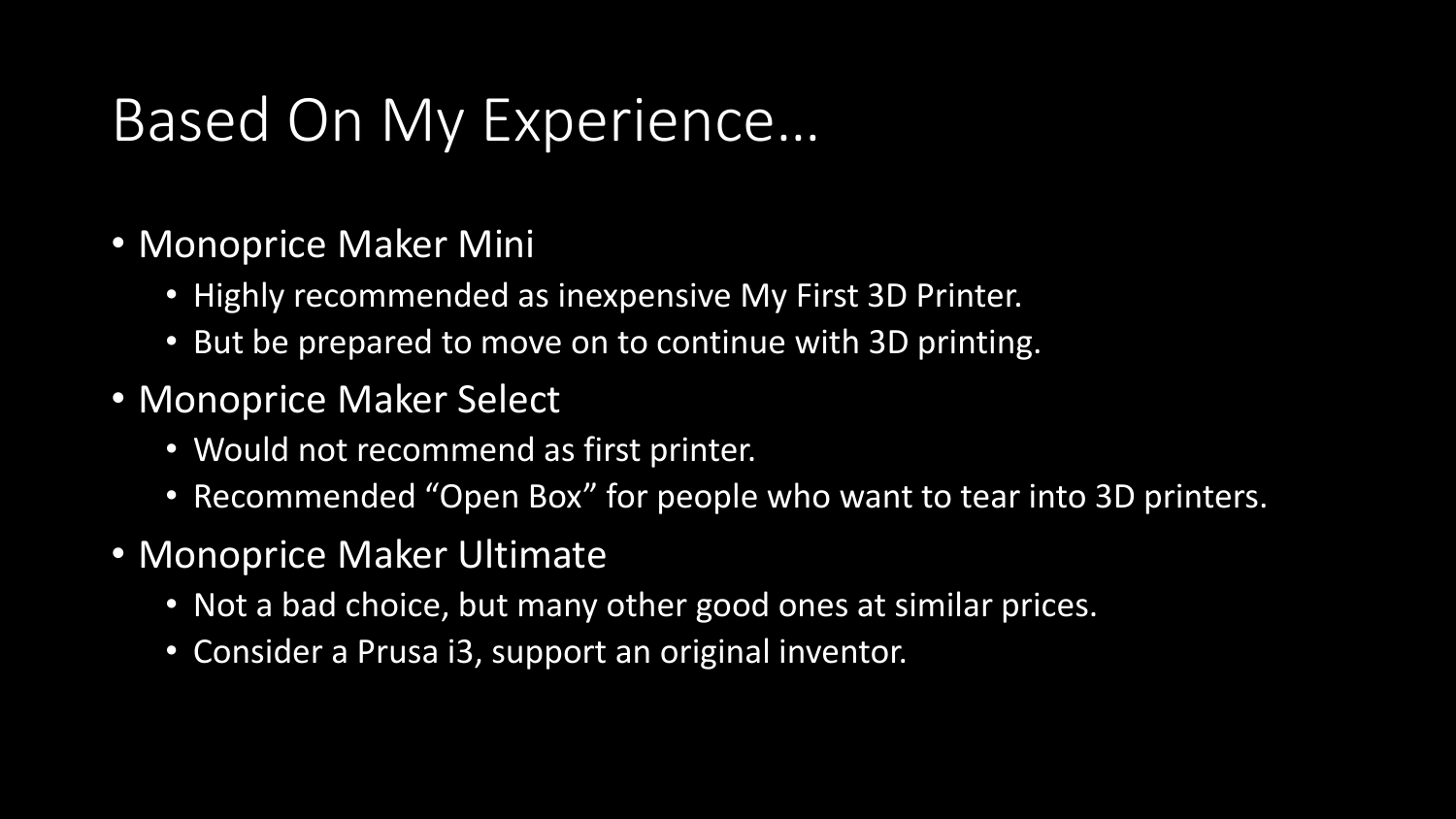# Based On My Experience…

- Monoprice Maker Mini
  - Highly recommended as inexpensive My First 3D Printer.
  - But be prepared to move on to continue with 3D printing.
- Monoprice Maker Select
  - Would not recommend as first printer.
  - Recommended “Open Box” for people who want to tear into 3D printers.
- Monoprice Maker Ultimate
  - Not a bad choice, but many other good ones at similar prices.
  - Consider a Prusa i3, support an original inventor.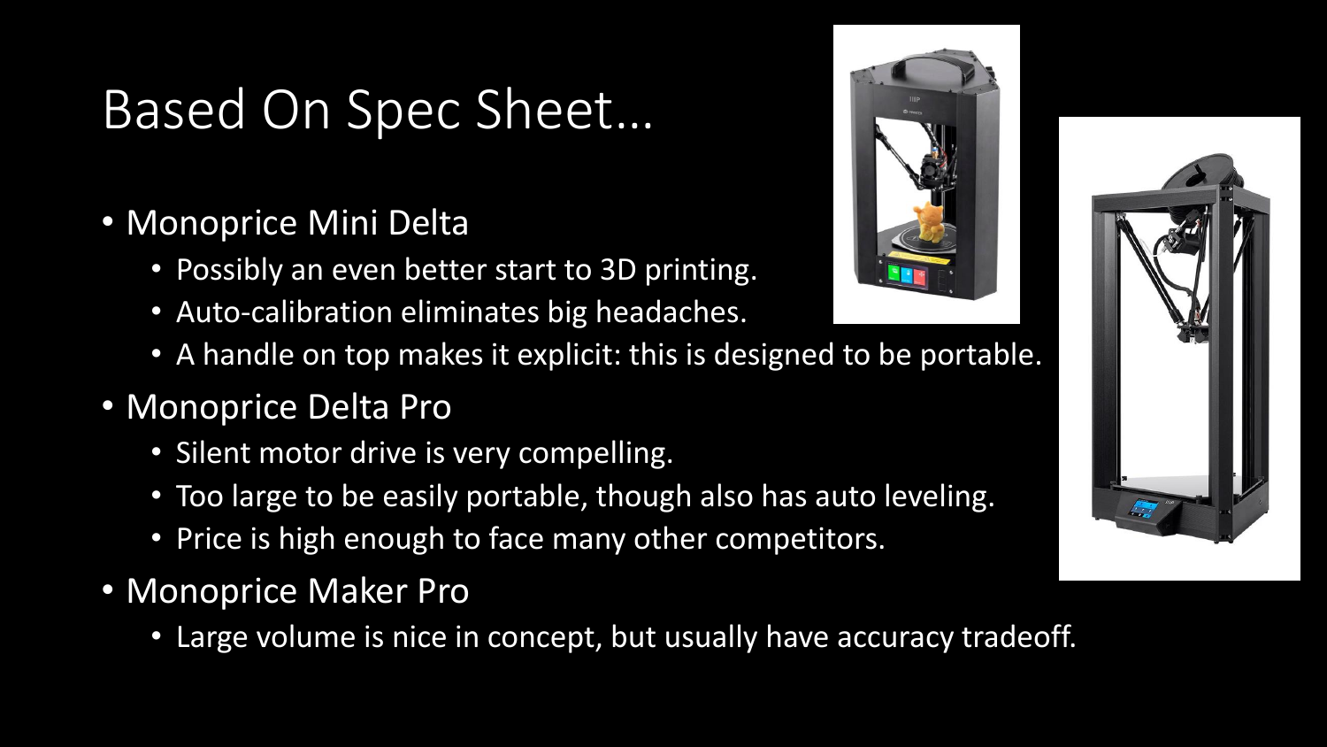# Based On Spec Sheet…

- Monoprice Mini Delta
  - Possibly an even better start to 3D printing.
  - Auto-calibration eliminates big headaches.
  - A handle on top makes it explicit: this is designed to be portable.
- Monoprice Delta Pro
  - Silent motor drive is very compelling.
  - Too large to be easily portable, though also has auto leveling.
  - Price is high enough to face many other competitors.
- Monoprice Maker Pro
  - Large volume is nice in concept, but usually have accuracy tradeoff.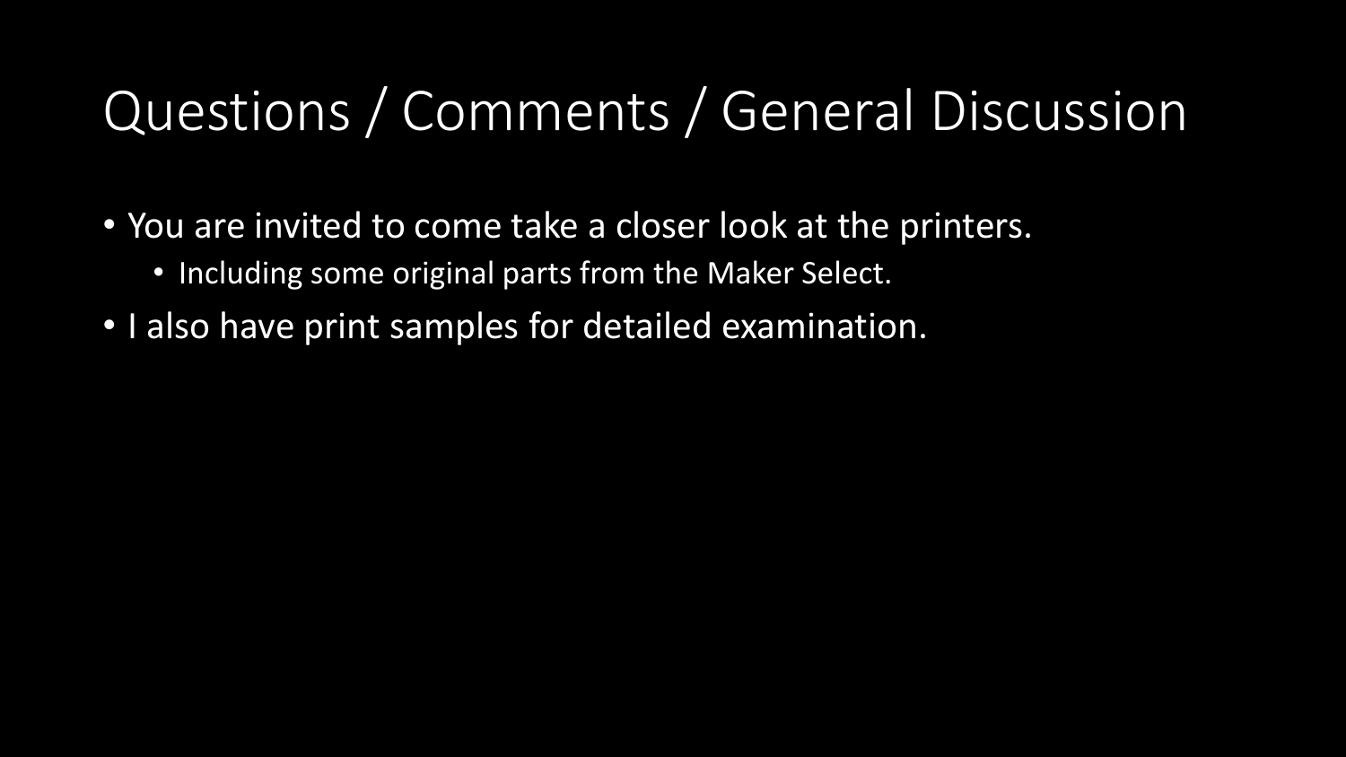# Questions / Comments / General Discussion

- You are invited to come take a closer look at the printers.
  - Including some original parts from the Maker Select.
- I also have print samples for detailed examination.